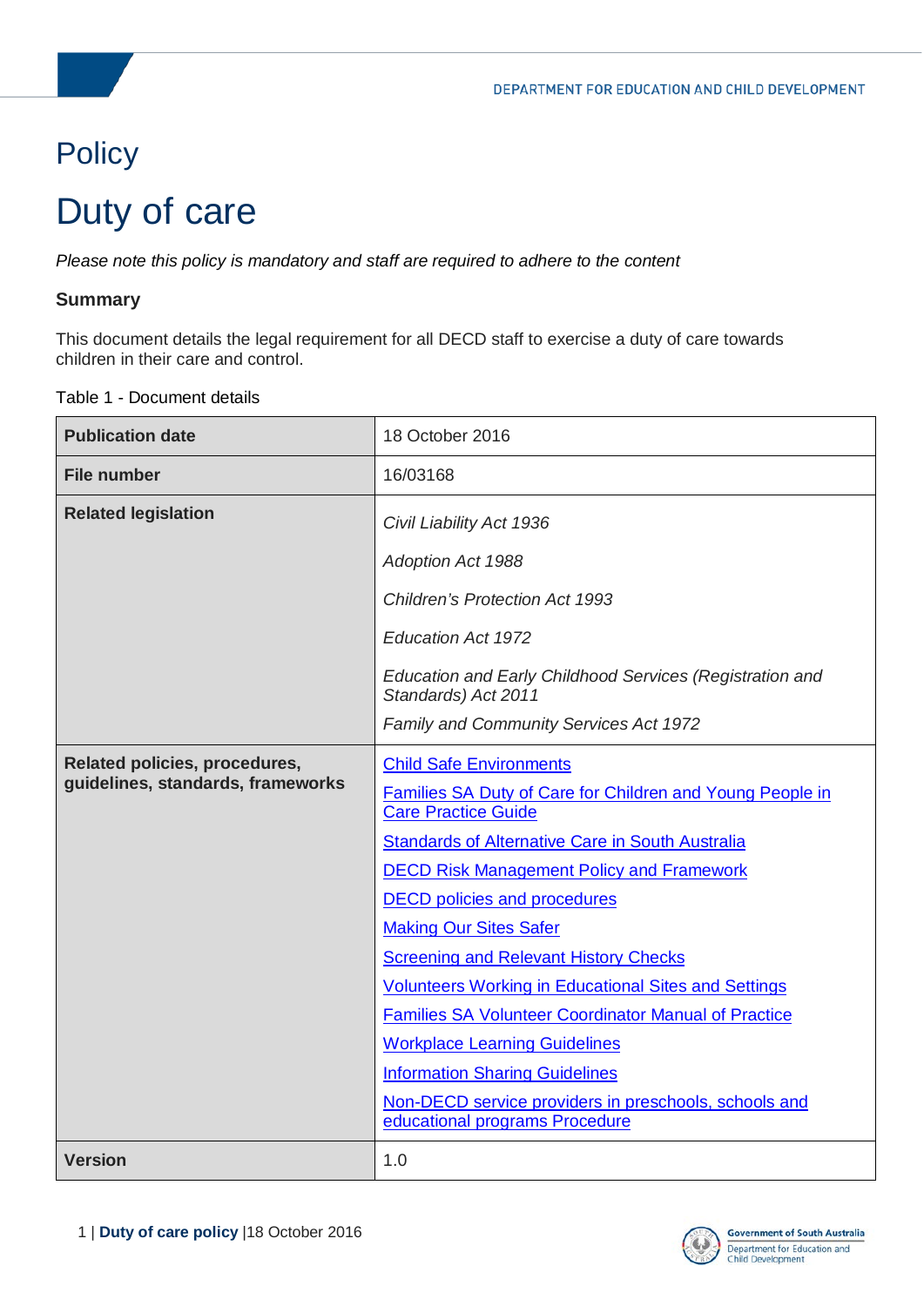DEPARTMENT FOR EDUCATION AND CHILD DEVELOPMENT

# Policy

# Duty of care

*Please note this policy is mandatory and staff are required to adhere to the content*

### Summary

This document details the legal requirement for all DECD staff to exercise a duty of care towards children in their care and control.

Table 1 - Document details

| | |
|---|---|
| **Publication date** | 18 October 2016 |
| **File number** | 16/03168 |
| **Related legislation** | *Civil Liability Act 1936*<br>*Adoption Act 1988*<br>*Children's Protection Act 1993*<br>*Education Act 1972*<br>*Education and Early Childhood Services (Registration and Standards) Act 2011*<br>*Family and Community Services Act 1972* |
| **Related policies, procedures, guidelines, standards, frameworks** | Child Safe Environments<br>Families SA Duty of Care for Children and Young People in Care Practice Guide<br>Standards of Alternative Care in South Australia<br>DECD Risk Management Policy and Framework<br>DECD policies and procedures<br>Making Our Sites Safer<br>Screening and Relevant History Checks<br>Volunteers Working in Educational Sites and Settings<br>Families SA Volunteer Coordinator Manual of Practice<br>Workplace Learning Guidelines<br>Information Sharing Guidelines<br>Non-DECD service providers in preschools, schools and educational programs Procedure |
| **Version** | 1.0 |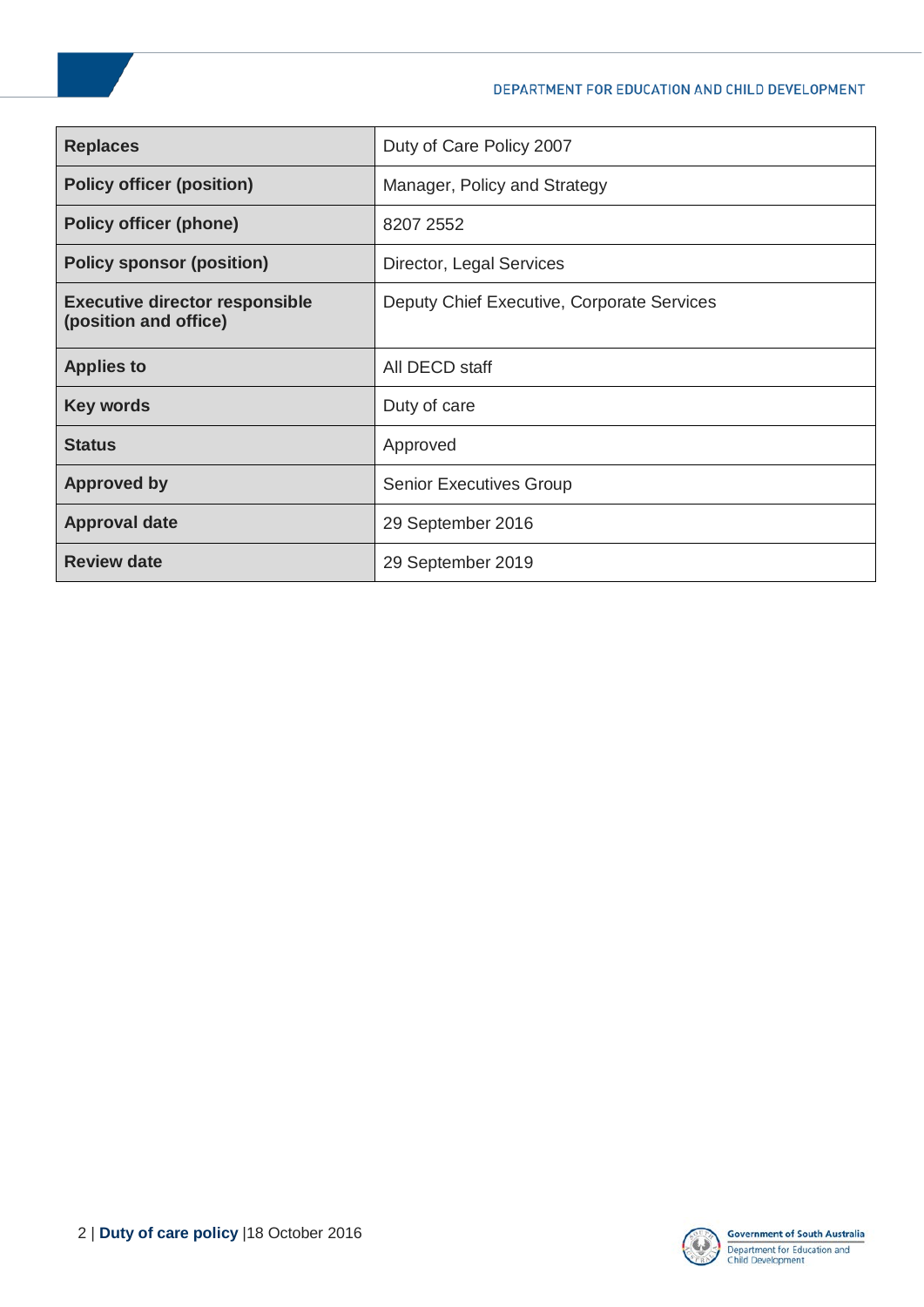| Replaces | Duty of Care Policy 2007 |
|---|---|
| Policy officer (position) | Manager, Policy and Strategy |
| Policy officer (phone) | 8207 2552 |
| Policy sponsor (position) | Director, Legal Services |
| Executive director responsible (position and office) | Deputy Chief Executive, Corporate Services |
| Applies to | All DECD staff |
| Key words | Duty of care |
| Status | Approved |
| Approved by | Senior Executives Group |
| Approval date | 29 September 2016 |
| Review date | 29 September 2019 |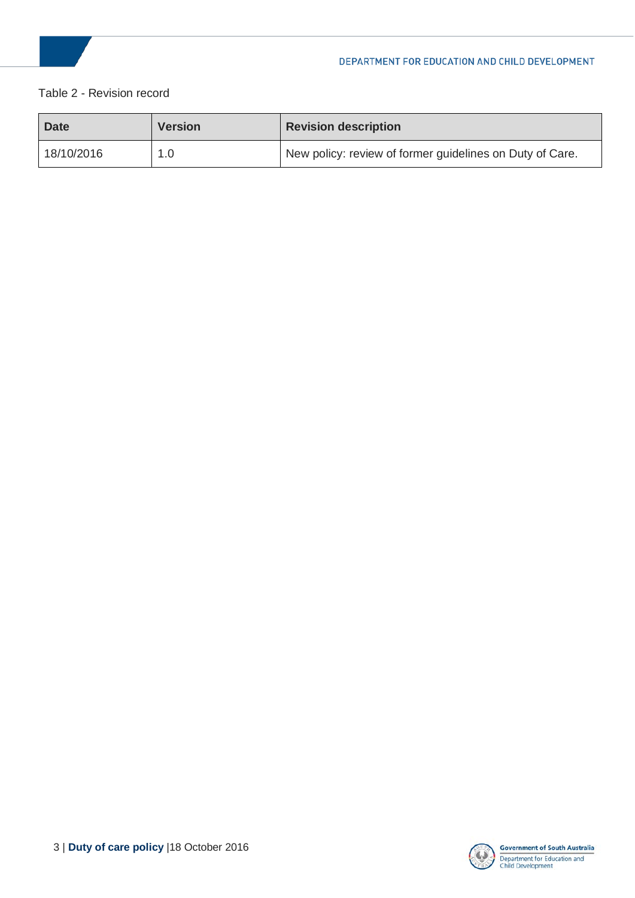Table 2 - Revision record

| Date | Version | Revision description |
|---|---|---|
| 18/10/2016 | 1.0 | New policy: review of former guidelines on Duty of Care. |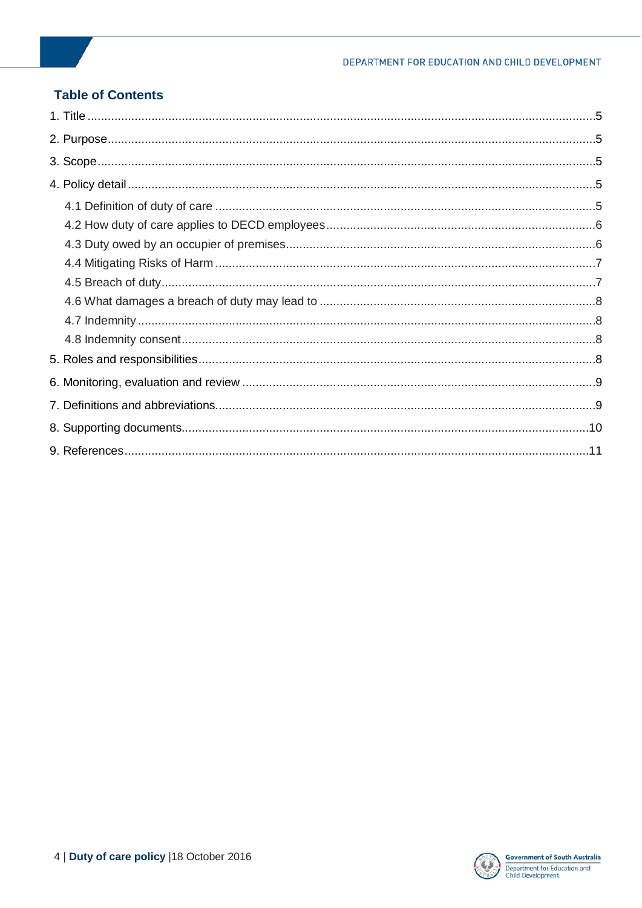## Table of Contents

1. Title .....5

2. Purpose .....5

3. Scope .....5

4. Policy detail .....5

   4.1 Definition of duty of care .....5

   4.2 How duty of care applies to DECD employees .....6

   4.3 Duty owed by an occupier of premises .....6

   4.4 Mitigating Risks of Harm .....7

   4.5 Breach of duty .....7

   4.6 What damages a breach of duty may lead to .....8

   4.7 Indemnity .....8

   4.8 Indemnity consent .....8

5. Roles and responsibilities .....8

6. Monitoring, evaluation and review .....9

7. Definitions and abbreviations .....9

8. Supporting documents .....10

9. References .....11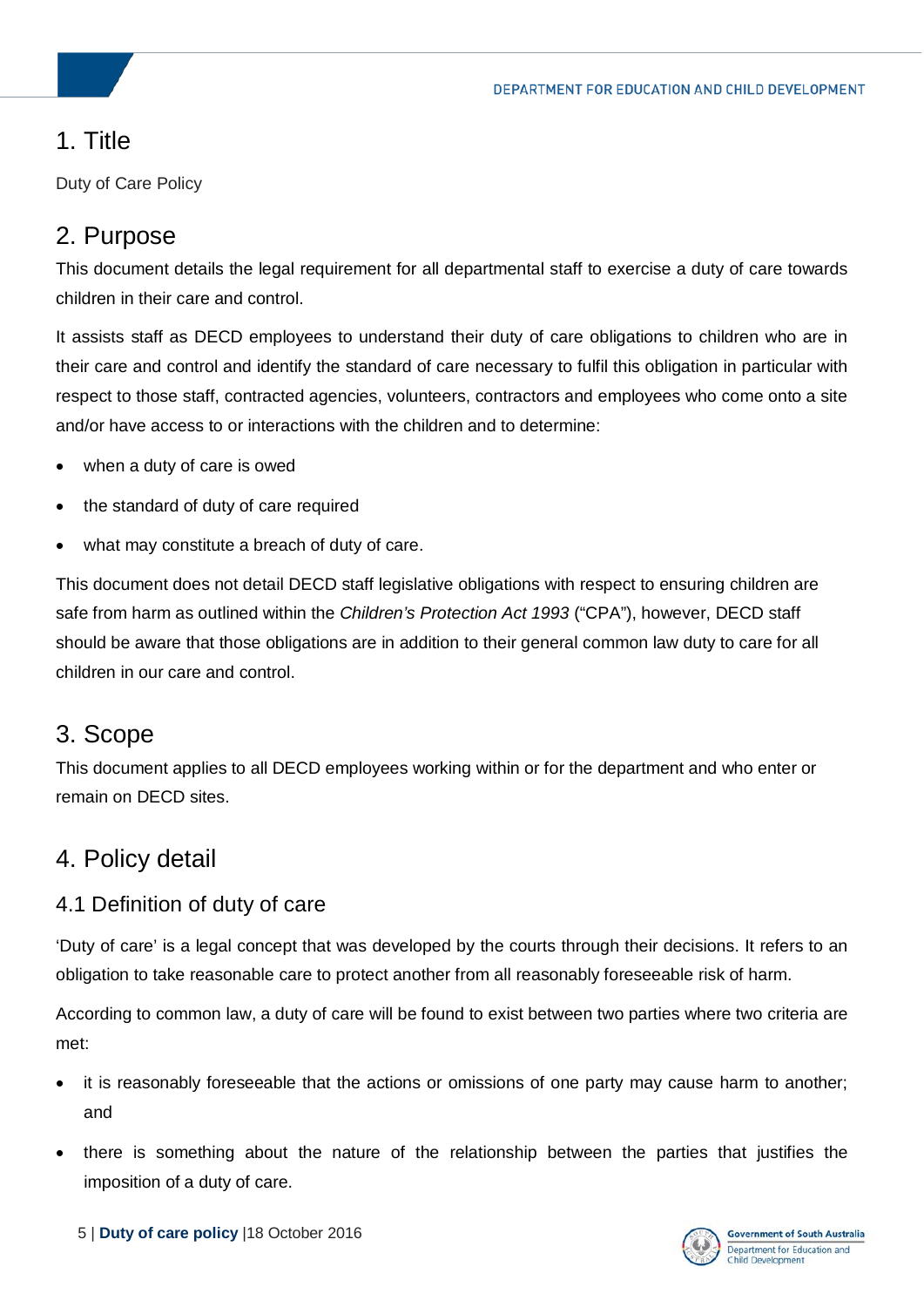## 1. Title

Duty of Care Policy

## 2. Purpose

This document details the legal requirement for all departmental staff to exercise a duty of care towards children in their care and control.

It assists staff as DECD employees to understand their duty of care obligations to children who are in their care and control and identify the standard of care necessary to fulfil this obligation in particular with respect to those staff, contracted agencies, volunteers, contractors and employees who come onto a site and/or have access to or interactions with the children and to determine:

- when a duty of care is owed
- the standard of duty of care required
- what may constitute a breach of duty of care.

This document does not detail DECD staff legislative obligations with respect to ensuring children are safe from harm as outlined within the *Children's Protection Act 1993* ("CPA"), however, DECD staff should be aware that those obligations are in addition to their general common law duty to care for all children in our care and control.

## 3. Scope

This document applies to all DECD employees working within or for the department and who enter or remain on DECD sites.

## 4. Policy detail

### 4.1 Definition of duty of care

'Duty of care' is a legal concept that was developed by the courts through their decisions. It refers to an obligation to take reasonable care to protect another from all reasonably foreseeable risk of harm.

According to common law, a duty of care will be found to exist between two parties where two criteria are met:

- it is reasonably foreseeable that the actions or omissions of one party may cause harm to another; and
- there is something about the nature of the relationship between the parties that justifies the imposition of a duty of care.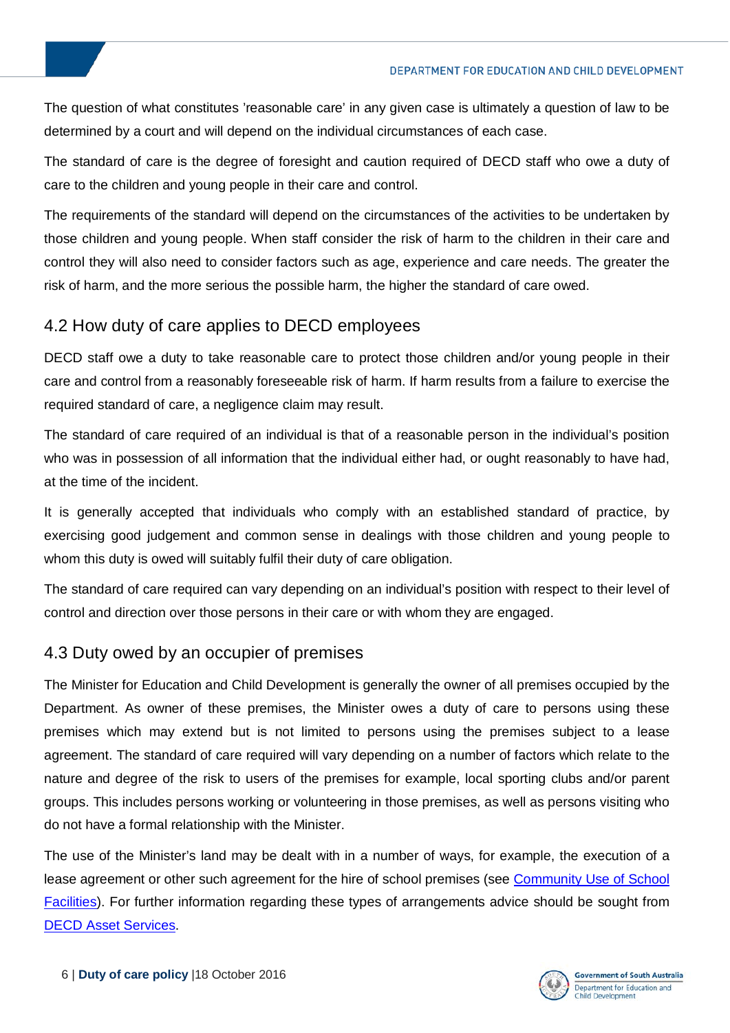The question of what constitutes 'reasonable care' in any given case is ultimately a question of law to be determined by a court and will depend on the individual circumstances of each case.

The standard of care is the degree of foresight and caution required of DECD staff who owe a duty of care to the children and young people in their care and control.

The requirements of the standard will depend on the circumstances of the activities to be undertaken by those children and young people. When staff consider the risk of harm to the children in their care and control they will also need to consider factors such as age, experience and care needs. The greater the risk of harm, and the more serious the possible harm, the higher the standard of care owed.

## 4.2 How duty of care applies to DECD employees

DECD staff owe a duty to take reasonable care to protect those children and/or young people in their care and control from a reasonably foreseeable risk of harm. If harm results from a failure to exercise the required standard of care, a negligence claim may result.

The standard of care required of an individual is that of a reasonable person in the individual's position who was in possession of all information that the individual either had, or ought reasonably to have had, at the time of the incident.

It is generally accepted that individuals who comply with an established standard of practice, by exercising good judgement and common sense in dealings with those children and young people to whom this duty is owed will suitably fulfil their duty of care obligation.

The standard of care required can vary depending on an individual's position with respect to their level of control and direction over those persons in their care or with whom they are engaged.

## 4.3 Duty owed by an occupier of premises

The Minister for Education and Child Development is generally the owner of all premises occupied by the Department. As owner of these premises, the Minister owes a duty of care to persons using these premises which may extend but is not limited to persons using the premises subject to a lease agreement. The standard of care required will vary depending on a number of factors which relate to the nature and degree of the risk to users of the premises for example, local sporting clubs and/or parent groups. This includes persons working or volunteering in those premises, as well as persons visiting who do not have a formal relationship with the Minister.

The use of the Minister's land may be dealt with in a number of ways, for example, the execution of a lease agreement or other such agreement for the hire of school premises (see Community Use of School Facilities). For further information regarding these types of arrangements advice should be sought from DECD Asset Services.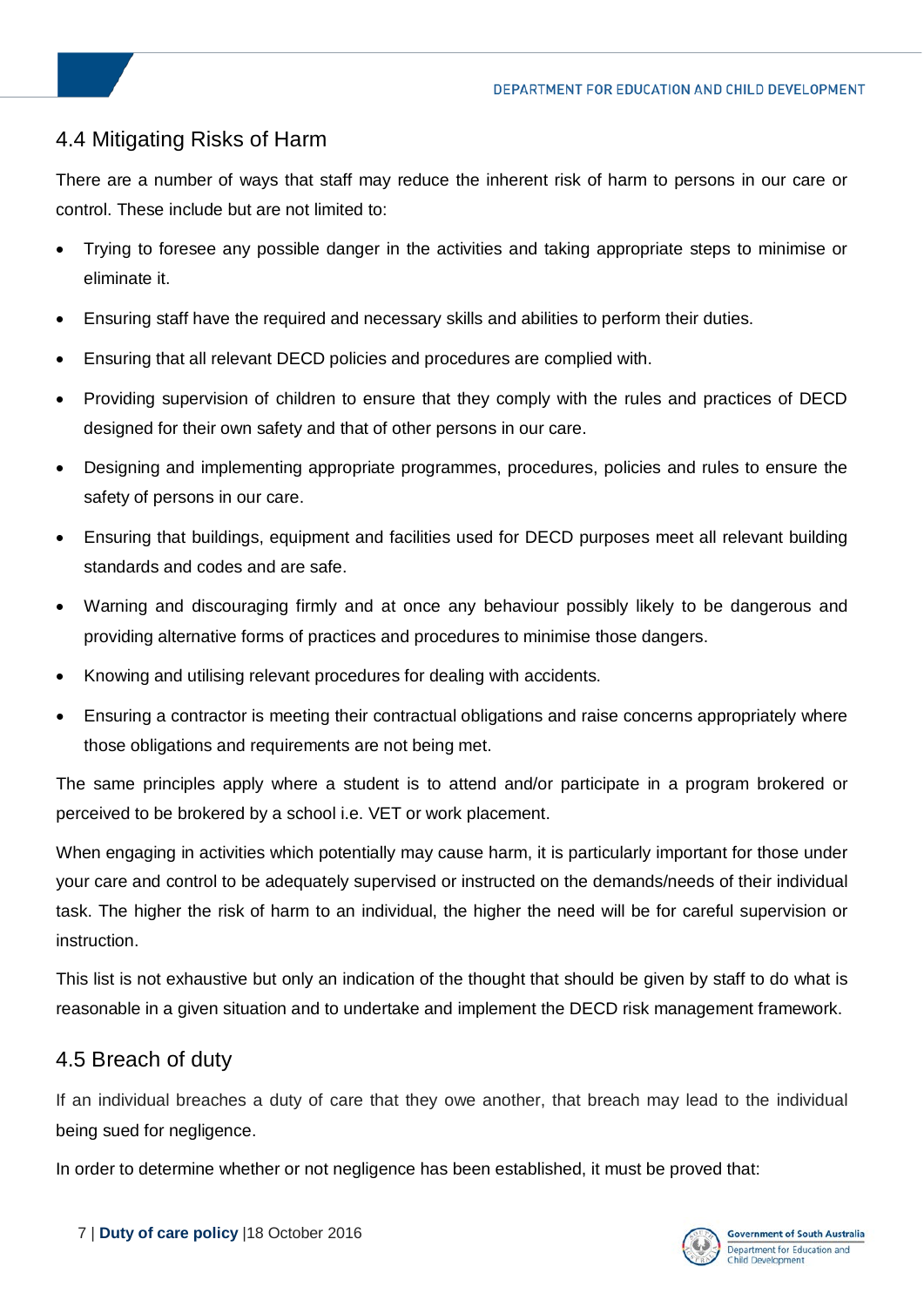## 4.4 Mitigating Risks of Harm

There are a number of ways that staff may reduce the inherent risk of harm to persons in our care or control. These include but are not limited to:

- Trying to foresee any possible danger in the activities and taking appropriate steps to minimise or eliminate it.
- Ensuring staff have the required and necessary skills and abilities to perform their duties.
- Ensuring that all relevant DECD policies and procedures are complied with.
- Providing supervision of children to ensure that they comply with the rules and practices of DECD designed for their own safety and that of other persons in our care.
- Designing and implementing appropriate programmes, procedures, policies and rules to ensure the safety of persons in our care.
- Ensuring that buildings, equipment and facilities used for DECD purposes meet all relevant building standards and codes and are safe.
- Warning and discouraging firmly and at once any behaviour possibly likely to be dangerous and providing alternative forms of practices and procedures to minimise those dangers.
- Knowing and utilising relevant procedures for dealing with accidents.
- Ensuring a contractor is meeting their contractual obligations and raise concerns appropriately where those obligations and requirements are not being met.

The same principles apply where a student is to attend and/or participate in a program brokered or perceived to be brokered by a school i.e. VET or work placement.

When engaging in activities which potentially may cause harm, it is particularly important for those under your care and control to be adequately supervised or instructed on the demands/needs of their individual task. The higher the risk of harm to an individual, the higher the need will be for careful supervision or instruction.

This list is not exhaustive but only an indication of the thought that should be given by staff to do what is reasonable in a given situation and to undertake and implement the DECD risk management framework.

## 4.5 Breach of duty

If an individual breaches a duty of care that they owe another, that breach may lead to the individual being sued for negligence.

In order to determine whether or not negligence has been established, it must be proved that: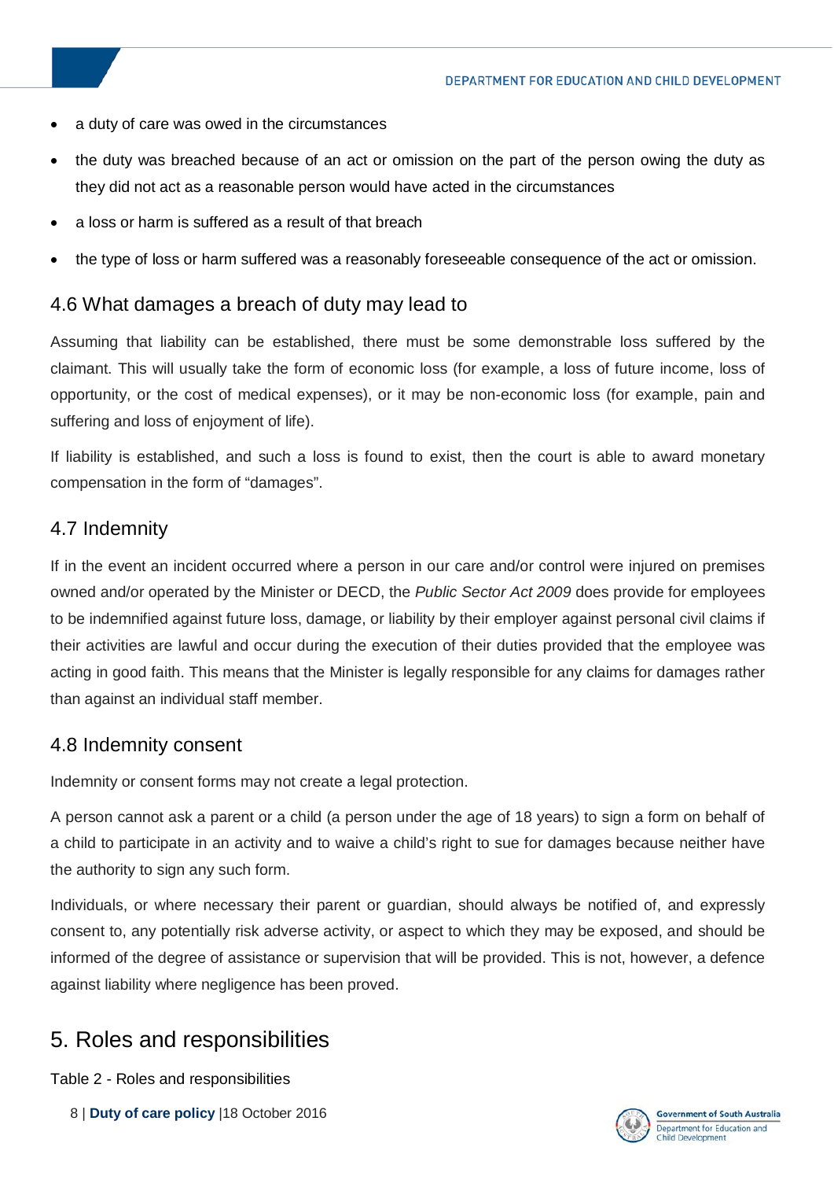- a duty of care was owed in the circumstances
- the duty was breached because of an act or omission on the part of the person owing the duty as they did not act as a reasonable person would have acted in the circumstances
- a loss or harm is suffered as a result of that breach
- the type of loss or harm suffered was a reasonably foreseeable consequence of the act or omission.

### 4.6 What damages a breach of duty may lead to

Assuming that liability can be established, there must be some demonstrable loss suffered by the claimant. This will usually take the form of economic loss (for example, a loss of future income, loss of opportunity, or the cost of medical expenses), or it may be non-economic loss (for example, pain and suffering and loss of enjoyment of life).

If liability is established, and such a loss is found to exist, then the court is able to award monetary compensation in the form of “damages”.

### 4.7 Indemnity

If in the event an incident occurred where a person in our care and/or control were injured on premises owned and/or operated by the Minister or DECD, the *Public Sector Act 2009* does provide for employees to be indemnified against future loss, damage, or liability by their employer against personal civil claims if their activities are lawful and occur during the execution of their duties provided that the employee was acting in good faith. This means that the Minister is legally responsible for any claims for damages rather than against an individual staff member.

### 4.8 Indemnity consent

Indemnity or consent forms may not create a legal protection.

A person cannot ask a parent or a child (a person under the age of 18 years) to sign a form on behalf of a child to participate in an activity and to waive a child’s right to sue for damages because neither have the authority to sign any such form.

Individuals, or where necessary their parent or guardian, should always be notified of, and expressly consent to, any potentially risk adverse activity, or aspect to which they may be exposed, and should be informed of the degree of assistance or supervision that will be provided. This is not, however, a defence against liability where negligence has been proved.

## 5. Roles and responsibilities

Table 2 - Roles and responsibilities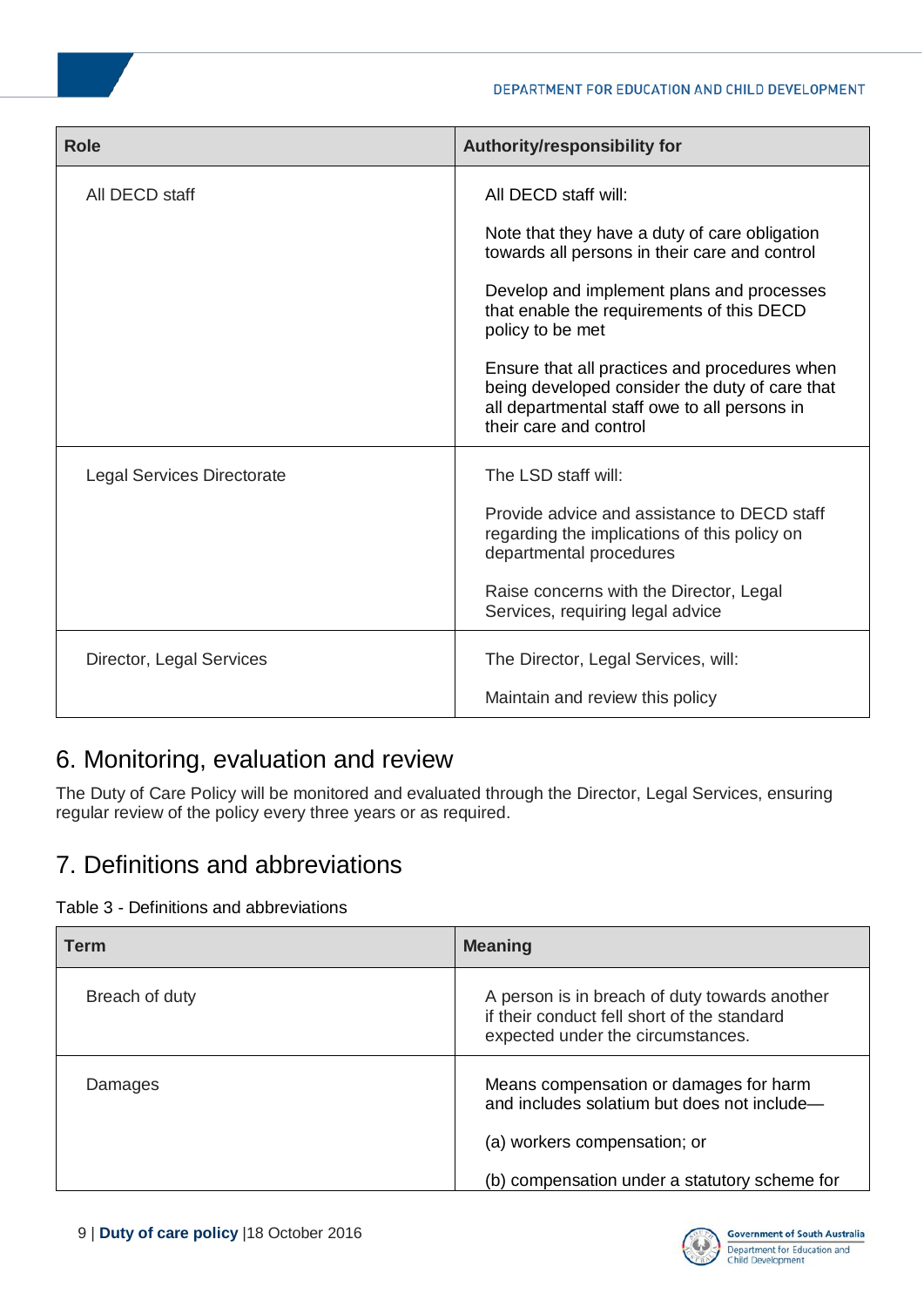| Role | Authority/responsibility for |
|---|---|
| All DECD staff | All DECD staff will:<br><br>Note that they have a duty of care obligation towards all persons in their care and control<br><br>Develop and implement plans and processes that enable the requirements of this DECD policy to be met<br><br>Ensure that all practices and procedures when being developed consider the duty of care that all departmental staff owe to all persons in their care and control |
| Legal Services Directorate | The LSD staff will:<br><br>Provide advice and assistance to DECD staff regarding the implications of this policy on departmental procedures<br><br>Raise concerns with the Director, Legal Services, requiring legal advice |
| Director, Legal Services | The Director, Legal Services, will:<br><br>Maintain and review this policy |

## 6. Monitoring, evaluation and review

The Duty of Care Policy will be monitored and evaluated through the Director, Legal Services, ensuring regular review of the policy every three years or as required.

## 7. Definitions and abbreviations

Table 3 - Definitions and abbreviations

| Term | Meaning |
|---|---|
| Breach of duty | A person is in breach of duty towards another if their conduct fell short of the standard expected under the circumstances. |
| Damages | Means compensation or damages for harm and includes solatium but does not include—<br><br>(a) workers compensation; or<br><br>(b) compensation under a statutory scheme for |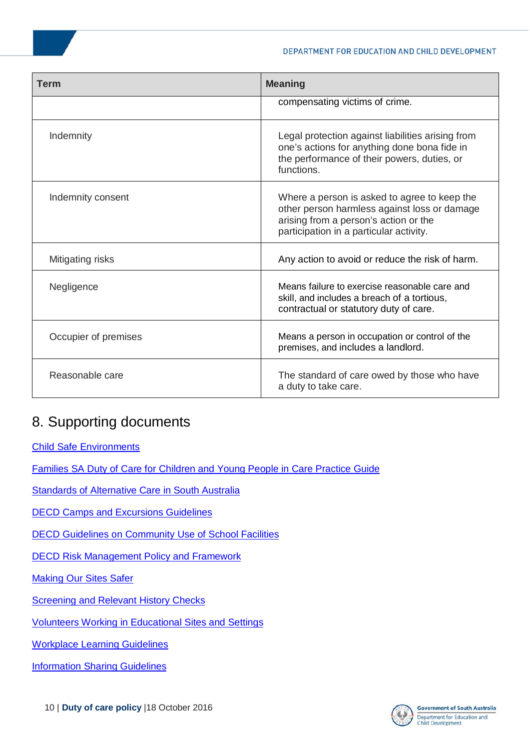| Term | Meaning |
|---|---|
| | compensating victims of crime. |
| Indemnity | Legal protection against liabilities arising from one's actions for anything done bona fide in the performance of their powers, duties, or functions. |
| Indemnity consent | Where a person is asked to agree to keep the other person harmless against loss or damage arising from a person's action or the participation in a particular activity. |
| Mitigating risks | Any action to avoid or reduce the risk of harm. |
| Negligence | Means failure to exercise reasonable care and skill, and includes a breach of a tortious, contractual or statutory duty of care. |
| Occupier of premises | Means a person in occupation or control of the premises, and includes a landlord. |
| Reasonable care | The standard of care owed by those who have a duty to take care. |

## 8. Supporting documents

Child Safe Environments

Families SA Duty of Care for Children and Young People in Care Practice Guide

Standards of Alternative Care in South Australia

DECD Camps and Excursions Guidelines

DECD Guidelines on Community Use of School Facilities

DECD Risk Management Policy and Framework

Making Our Sites Safer

Screening and Relevant History Checks

Volunteers Working in Educational Sites and Settings

Workplace Learning Guidelines

Information Sharing Guidelines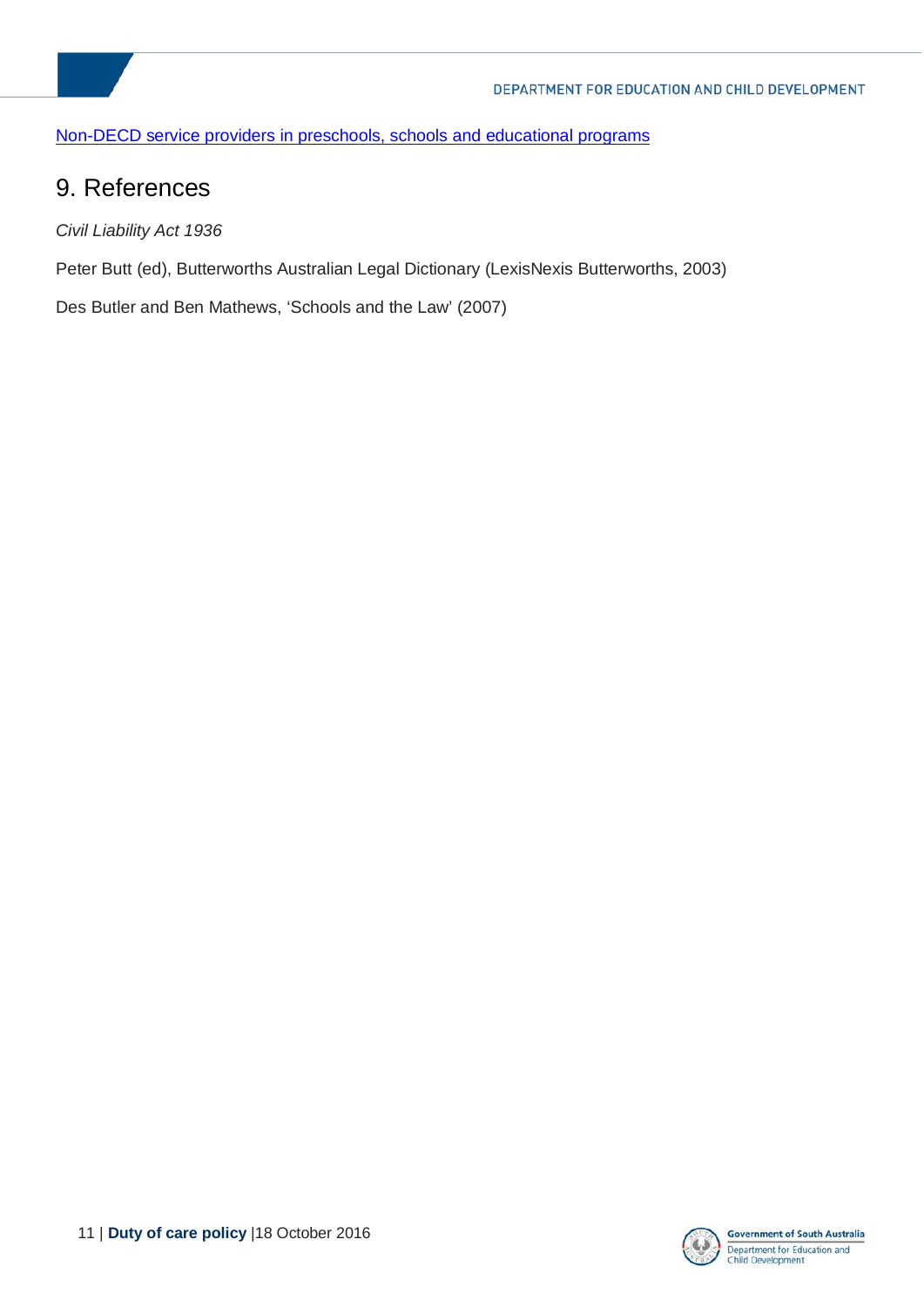[Non-DECD service providers in preschools, schools and educational programs]

## 9. References

*Civil Liability Act 1936*

Peter Butt (ed), Butterworths Australian Legal Dictionary (LexisNexis Butterworths, 2003)

Des Butler and Ben Mathews, 'Schools and the Law' (2007)